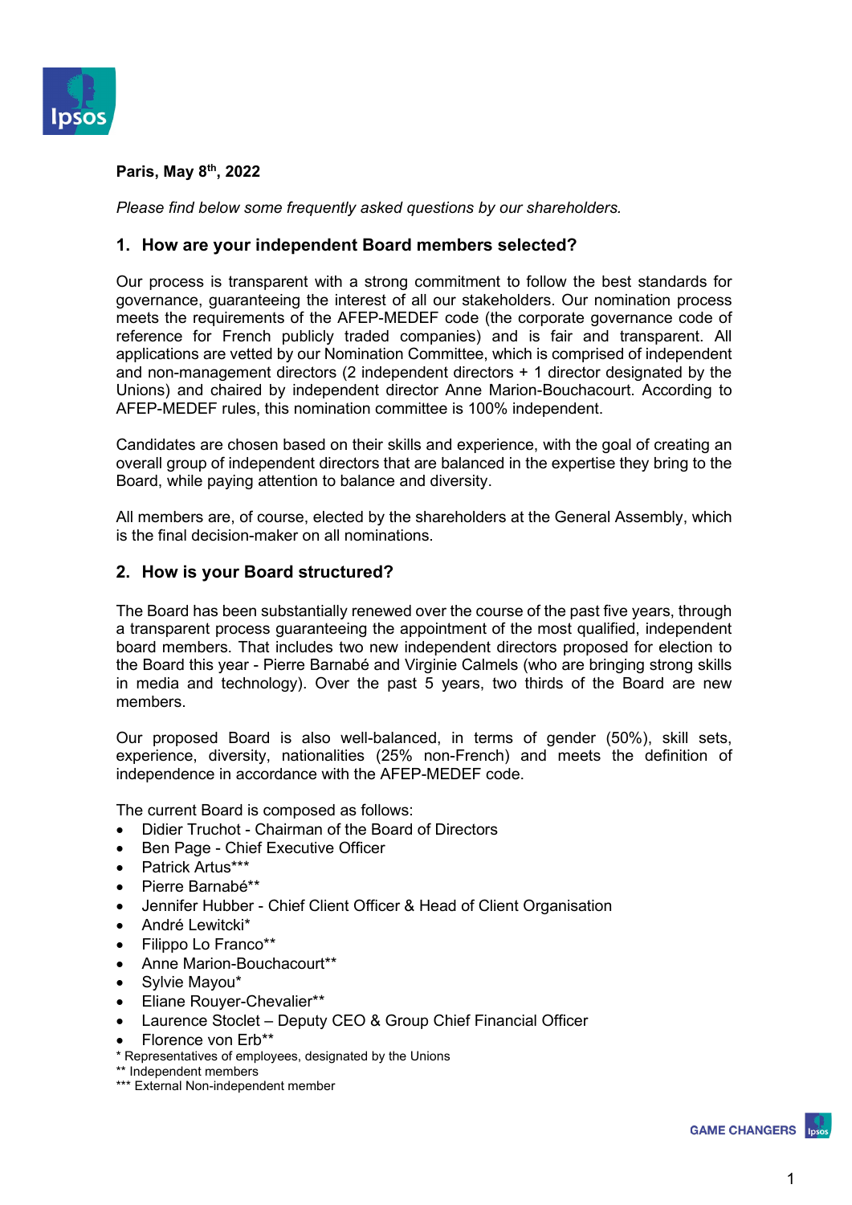**Paris, May 8th, 2022**

*Please find below some frequently asked questions by our shareholders.*

## 1. How are your independent Board members selected?

Our process is transparent with a strong commitment to follow the best standards for governance, guaranteeing the interest of all our stakeholders. Our nomination process meets the requirements of the AFEP-MEDEF code (the corporate governance code of reference for French publicly traded companies) and is fair and transparent. All applications are vetted by our Nomination Committee, which is comprised of independent and non-management directors (2 independent directors + 1 director designated by the Unions) and chaired by independent director Anne Marion-Bouchacourt. According to AFEP-MEDEF rules, this nomination committee is 100% independent.

Candidates are chosen based on their skills and experience, with the goal of creating an overall group of independent directors that are balanced in the expertise they bring to the Board, while paying attention to balance and diversity.

All members are, of course, elected by the shareholders at the General Assembly, which is the final decision-maker on all nominations.

## 2. How is your Board structured?

The Board has been substantially renewed over the course of the past five years, through a transparent process guaranteeing the appointment of the most qualified, independent board members. That includes two new independent directors proposed for election to the Board this year - Pierre Barnabé and Virginie Calmels (who are bringing strong skills in media and technology). Over the past 5 years, two thirds of the Board are new members.

Our proposed Board is also well-balanced, in terms of gender (50%), skill sets, experience, diversity, nationalities (25% non-French) and meets the definition of independence in accordance with the AFEP-MEDEF code.

The current Board is composed as follows:

- Didier Truchot - Chairman of the Board of Directors
- Ben Page - Chief Executive Officer
- Patrick Artus***
- Pierre Barnabé**
- Jennifer Hubber - Chief Client Officer & Head of Client Organisation
- André Lewitcki*
- Filippo Lo Franco**
- Anne Marion-Bouchacourt**
- Sylvie Mayou*
- Eliane Rouyer-Chevalier**
- Laurence Stoclet – Deputy CEO & Group Chief Financial Officer
- Florence von Erb**

\* Representatives of employees, designated by the Unions
** Independent members
*** External Non-independent member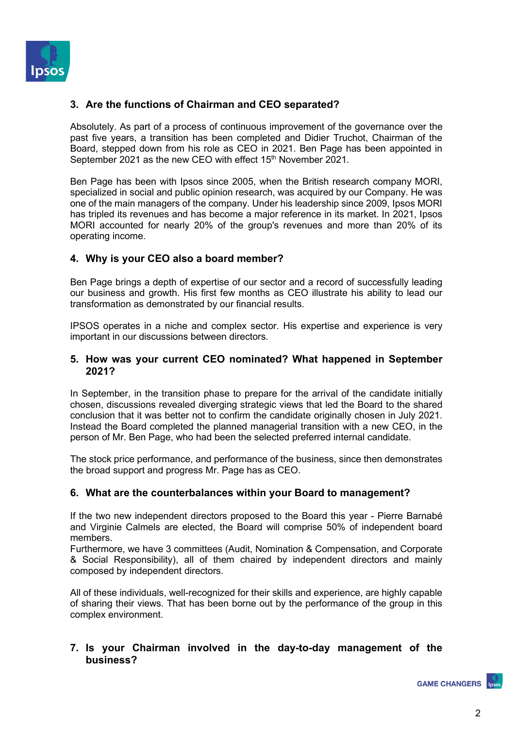### 3. Are the functions of Chairman and CEO separated?

Absolutely. As part of a process of continuous improvement of the governance over the past five years, a transition has been completed and Didier Truchot, Chairman of the Board, stepped down from his role as CEO in 2021. Ben Page has been appointed in September 2021 as the new CEO with effect 15th November 2021.

Ben Page has been with Ipsos since 2005, when the British research company MORI, specialized in social and public opinion research, was acquired by our Company. He was one of the main managers of the company. Under his leadership since 2009, Ipsos MORI has tripled its revenues and has become a major reference in its market. In 2021, Ipsos MORI accounted for nearly 20% of the group's revenues and more than 20% of its operating income.

### 4. Why is your CEO also a board member?

Ben Page brings a depth of expertise of our sector and a record of successfully leading our business and growth. His first few months as CEO illustrate his ability to lead our transformation as demonstrated by our financial results.

IPSOS operates in a niche and complex sector. His expertise and experience is very important in our discussions between directors.

### 5. How was your current CEO nominated? What happened in September 2021?

In September, in the transition phase to prepare for the arrival of the candidate initially chosen, discussions revealed diverging strategic views that led the Board to the shared conclusion that it was better not to confirm the candidate originally chosen in July 2021. Instead the Board completed the planned managerial transition with a new CEO, in the person of Mr. Ben Page, who had been the selected preferred internal candidate.

The stock price performance, and performance of the business, since then demonstrates the broad support and progress Mr. Page has as CEO.

### 6. What are the counterbalances within your Board to management?

If the two new independent directors proposed to the Board this year - Pierre Barnabé and Virginie Calmels are elected, the Board will comprise 50% of independent board members.
Furthermore, we have 3 committees (Audit, Nomination & Compensation, and Corporate & Social Responsibility), all of them chaired by independent directors and mainly composed by independent directors.

All of these individuals, well-recognized for their skills and experience, are highly capable of sharing their views. That has been borne out by the performance of the group in this complex environment.

### 7. Is your Chairman involved in the day-to-day management of the business?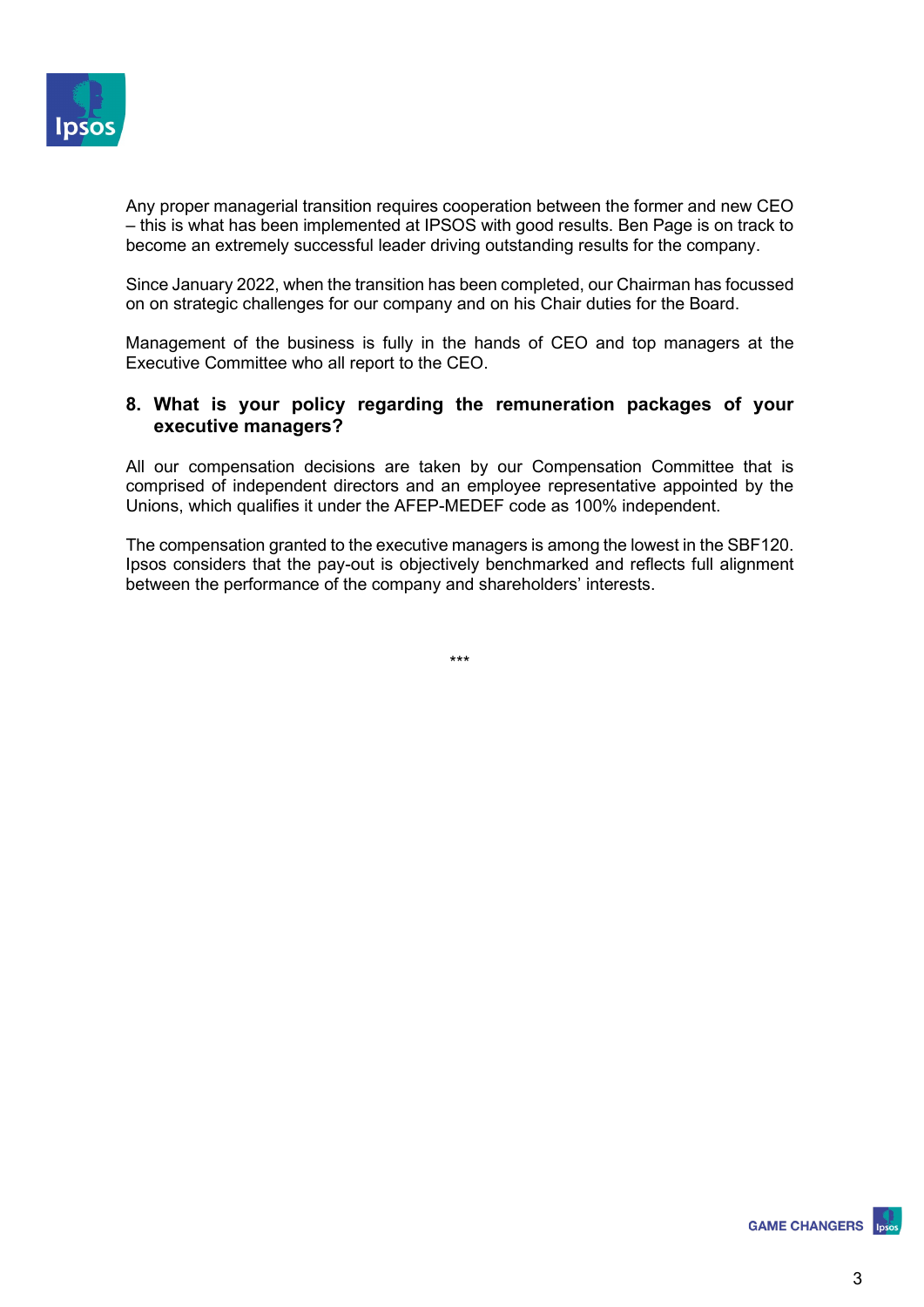Any proper managerial transition requires cooperation between the former and new CEO – this is what has been implemented at IPSOS with good results. Ben Page is on track to become an extremely successful leader driving outstanding results for the company.

Since January 2022, when the transition has been completed, our Chairman has focussed on on strategic challenges for our company and on his Chair duties for the Board.

Management of the business is fully in the hands of CEO and top managers at the Executive Committee who all report to the CEO.

### 8. What is your policy regarding the remuneration packages of your executive managers?

All our compensation decisions are taken by our Compensation Committee that is comprised of independent directors and an employee representative appointed by the Unions, which qualifies it under the AFEP-MEDEF code as 100% independent.

The compensation granted to the executive managers is among the lowest in the SBF120. Ipsos considers that the pay-out is objectively benchmarked and reflects full alignment between the performance of the company and shareholders' interests.

***